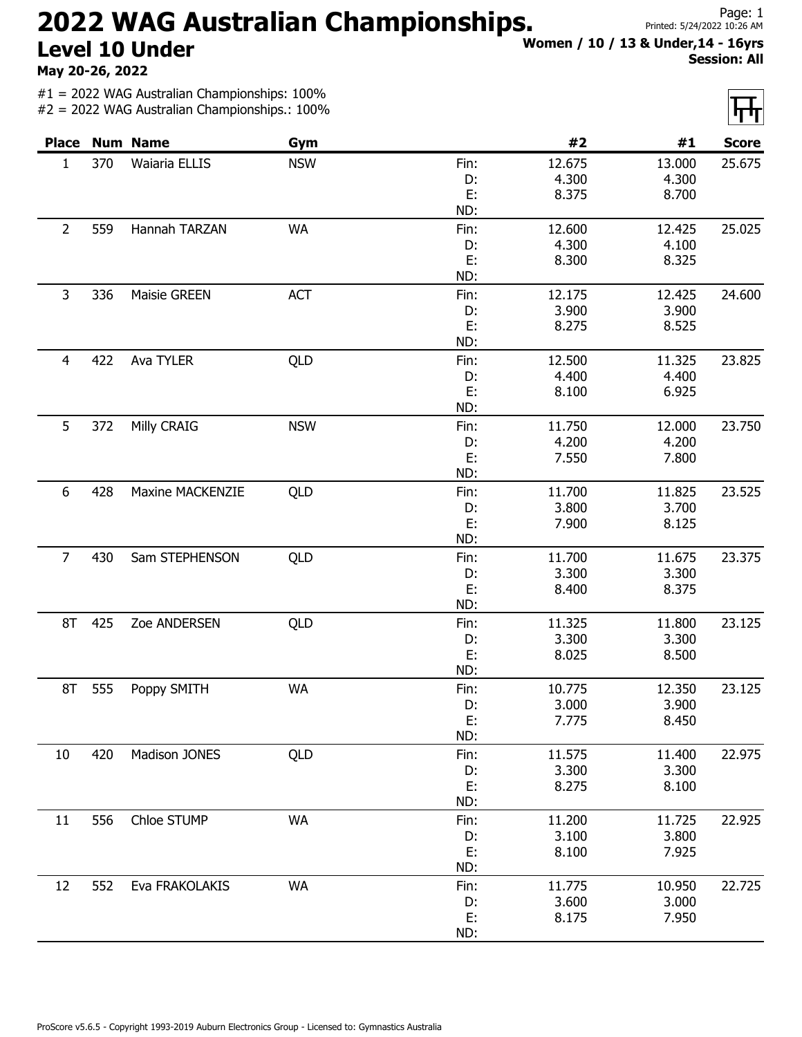# 2022 WAG Australian Championships.

## Level 10 Under

**May 20-26, 2022**

**Women / 10 / 13 & Under,14 - 16yrs**
**Session: All**

Printed: 5/24/2022 10:26 AM

#1 = 2022 WAG Australian Championships: 100%
#2 = 2022 WAG Australian Championships.: 100%

| Place | Num | Name | Gym | | #2 | #1 | Score |
|---|---|---|---|---|---|---|---|
| 1 | 370 | Waiaria ELLIS | NSW | Fin: | 12.675 | 13.000 | 25.675 |
| | | | | D: | 4.300 | 4.300 | |
| | | | | E: | 8.375 | 8.700 | |
| | | | | ND: | | | |
| 2 | 559 | Hannah TARZAN | WA | Fin: | 12.600 | 12.425 | 25.025 |
| | | | | D: | 4.300 | 4.100 | |
| | | | | E: | 8.300 | 8.325 | |
| | | | | ND: | | | |
| 3 | 336 | Maisie GREEN | ACT | Fin: | 12.175 | 12.425 | 24.600 |
| | | | | D: | 3.900 | 3.900 | |
| | | | | E: | 8.275 | 8.525 | |
| | | | | ND: | | | |
| 4 | 422 | Ava TYLER | QLD | Fin: | 12.500 | 11.325 | 23.825 |
| | | | | D: | 4.400 | 4.400 | |
| | | | | E: | 8.100 | 6.925 | |
| | | | | ND: | | | |
| 5 | 372 | Milly CRAIG | NSW | Fin: | 11.750 | 12.000 | 23.750 |
| | | | | D: | 4.200 | 4.200 | |
| | | | | E: | 7.550 | 7.800 | |
| | | | | ND: | | | |
| 6 | 428 | Maxine MACKENZIE | QLD | Fin: | 11.700 | 11.825 | 23.525 |
| | | | | D: | 3.800 | 3.700 | |
| | | | | E: | 7.900 | 8.125 | |
| | | | | ND: | | | |
| 7 | 430 | Sam STEPHENSON | QLD | Fin: | 11.700 | 11.675 | 23.375 |
| | | | | D: | 3.300 | 3.300 | |
| | | | | E: | 8.400 | 8.375 | |
| | | | | ND: | | | |
| 8T | 425 | Zoe ANDERSEN | QLD | Fin: | 11.325 | 11.800 | 23.125 |
| | | | | D: | 3.300 | 3.300 | |
| | | | | E: | 8.025 | 8.500 | |
| | | | | ND: | | | |
| 8T | 555 | Poppy SMITH | WA | Fin: | 10.775 | 12.350 | 23.125 |
| | | | | D: | 3.000 | 3.900 | |
| | | | | E: | 7.775 | 8.450 | |
| | | | | ND: | | | |
| 10 | 420 | Madison JONES | QLD | Fin: | 11.575 | 11.400 | 22.975 |
| | | | | D: | 3.300 | 3.300 | |
| | | | | E: | 8.275 | 8.100 | |
| | | | | ND: | | | |
| 11 | 556 | Chloe STUMP | WA | Fin: | 11.200 | 11.725 | 22.925 |
| | | | | D: | 3.100 | 3.800 | |
| | | | | E: | 8.100 | 7.925 | |
| | | | | ND: | | | |
| 12 | 552 | Eva FRAKOLAKIS | WA | Fin: | 11.775 | 10.950 | 22.725 |
| | | | | D: | 3.600 | 3.000 | |
| | | | | E: | 8.175 | 7.950 | |
| | | | | ND: | | | |

ProScore v5.6.5 - Copyright 1993-2019 Auburn Electronics Group - Licensed to: Gymnastics Australia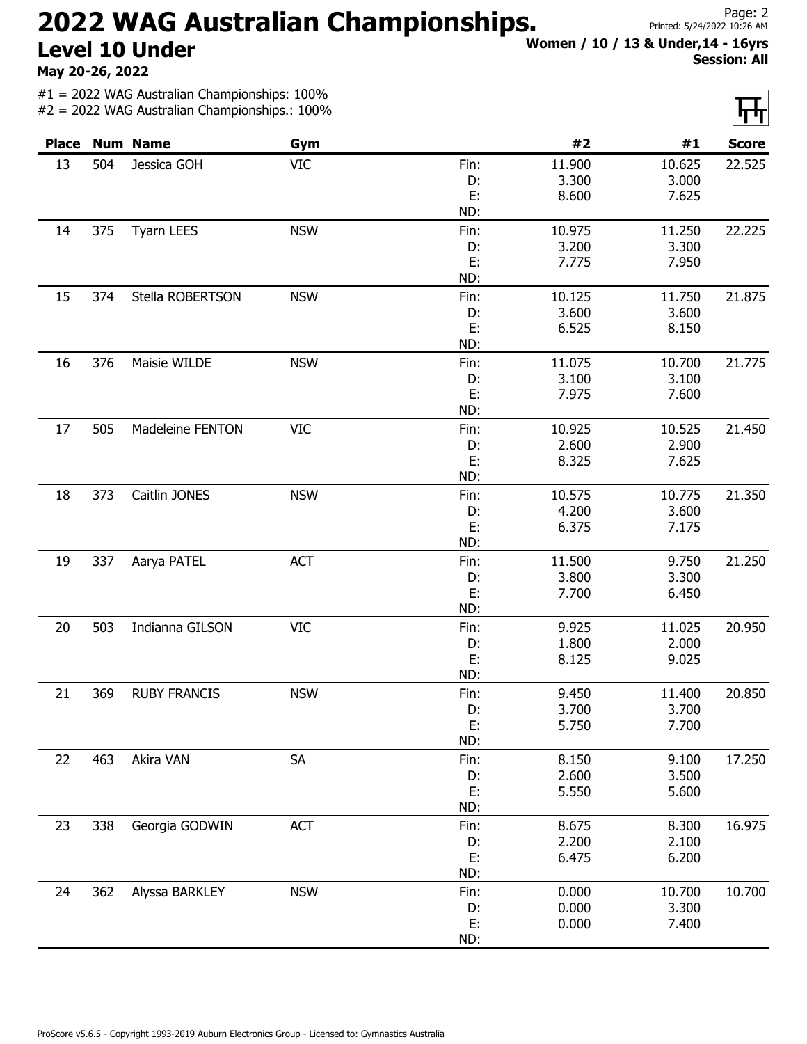# 2022 WAG Australian Championships.

## Level 10 Under

**May 20-26, 2022**

**Women / 10 / 13 & Under,14 - 16yrs**
**Session: All**

#1 = 2022 WAG Australian Championships: 100%
#2 = 2022 WAG Australian Championships.: 100%

| Place | Num | Name | Gym | | #2 | #1 | Score |
|---|---|---|---|---|---|---|---|
| 13 | 504 | Jessica GOH | VIC | Fin: | 11.900 | 10.625 | 22.525 |
| | | | | D: | 3.300 | 3.000 | |
| | | | | E: | 8.600 | 7.625 | |
| | | | | ND: | | | |
| 14 | 375 | Tyarn LEES | NSW | Fin: | 10.975 | 11.250 | 22.225 |
| | | | | D: | 3.200 | 3.300 | |
| | | | | E: | 7.775 | 7.950 | |
| | | | | ND: | | | |
| 15 | 374 | Stella ROBERTSON | NSW | Fin: | 10.125 | 11.750 | 21.875 |
| | | | | D: | 3.600 | 3.600 | |
| | | | | E: | 6.525 | 8.150 | |
| | | | | ND: | | | |
| 16 | 376 | Maisie WILDE | NSW | Fin: | 11.075 | 10.700 | 21.775 |
| | | | | D: | 3.100 | 3.100 | |
| | | | | E: | 7.975 | 7.600 | |
| | | | | ND: | | | |
| 17 | 505 | Madeleine FENTON | VIC | Fin: | 10.925 | 10.525 | 21.450 |
| | | | | D: | 2.600 | 2.900 | |
| | | | | E: | 8.325 | 7.625 | |
| | | | | ND: | | | |
| 18 | 373 | Caitlin JONES | NSW | Fin: | 10.575 | 10.775 | 21.350 |
| | | | | D: | 4.200 | 3.600 | |
| | | | | E: | 6.375 | 7.175 | |
| | | | | ND: | | | |
| 19 | 337 | Aarya PATEL | ACT | Fin: | 11.500 | 9.750 | 21.250 |
| | | | | D: | 3.800 | 3.300 | |
| | | | | E: | 7.700 | 6.450 | |
| | | | | ND: | | | |
| 20 | 503 | Indianna GILSON | VIC | Fin: | 9.925 | 11.025 | 20.950 |
| | | | | D: | 1.800 | 2.000 | |
| | | | | E: | 8.125 | 9.025 | |
| | | | | ND: | | | |
| 21 | 369 | RUBY FRANCIS | NSW | Fin: | 9.450 | 11.400 | 20.850 |
| | | | | D: | 3.700 | 3.700 | |
| | | | | E: | 5.750 | 7.700 | |
| | | | | ND: | | | |
| 22 | 463 | Akira VAN | SA | Fin: | 8.150 | 9.100 | 17.250 |
| | | | | D: | 2.600 | 3.500 | |
| | | | | E: | 5.550 | 5.600 | |
| | | | | ND: | | | |
| 23 | 338 | Georgia GODWIN | ACT | Fin: | 8.675 | 8.300 | 16.975 |
| | | | | D: | 2.200 | 2.100 | |
| | | | | E: | 6.475 | 6.200 | |
| | | | | ND: | | | |
| 24 | 362 | Alyssa BARKLEY | NSW | Fin: | 0.000 | 10.700 | 10.700 |
| | | | | D: | 0.000 | 3.300 | |
| | | | | E: | 0.000 | 7.400 | |
| | | | | ND: | | | |

ProScore v5.6.5 - Copyright 1993-2019 Auburn Electronics Group - Licensed to: Gymnastics Australia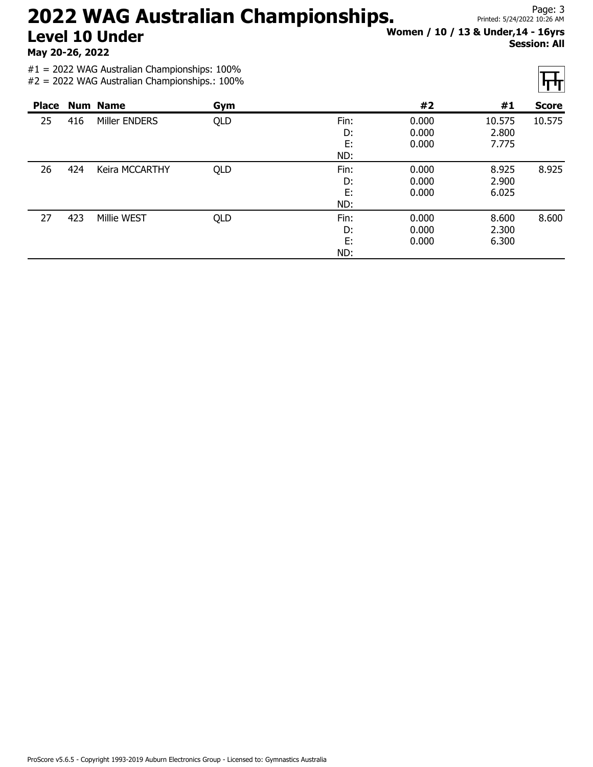# 2022 WAG Australian Championships.

## Level 10 Under

**May 20-26, 2022**

**Women / 10 / 13 & Under,14 - 16yrs**
**Session: All**

#1 = 2022 WAG Australian Championships: 100%
#2 = 2022 WAG Australian Championships.: 100%

| Place | Num | Name | Gym | | #2 | #1 | Score |
|---|---|---|---|---|---|---|---|
| 25 | 416 | Miller ENDERS | QLD | Fin: | 0.000 | 10.575 | 10.575 |
| | | | | D: | 0.000 | 2.800 | |
| | | | | E: | 0.000 | 7.775 | |
| | | | | ND: | | | |
| 26 | 424 | Keira MCCARTHY | QLD | Fin: | 0.000 | 8.925 | 8.925 |
| | | | | D: | 0.000 | 2.900 | |
| | | | | E: | 0.000 | 6.025 | |
| | | | | ND: | | | |
| 27 | 423 | Millie WEST | QLD | Fin: | 0.000 | 8.600 | 8.600 |
| | | | | D: | 0.000 | 2.300 | |
| | | | | E: | 0.000 | 6.300 | |
| | | | | ND: | | | |